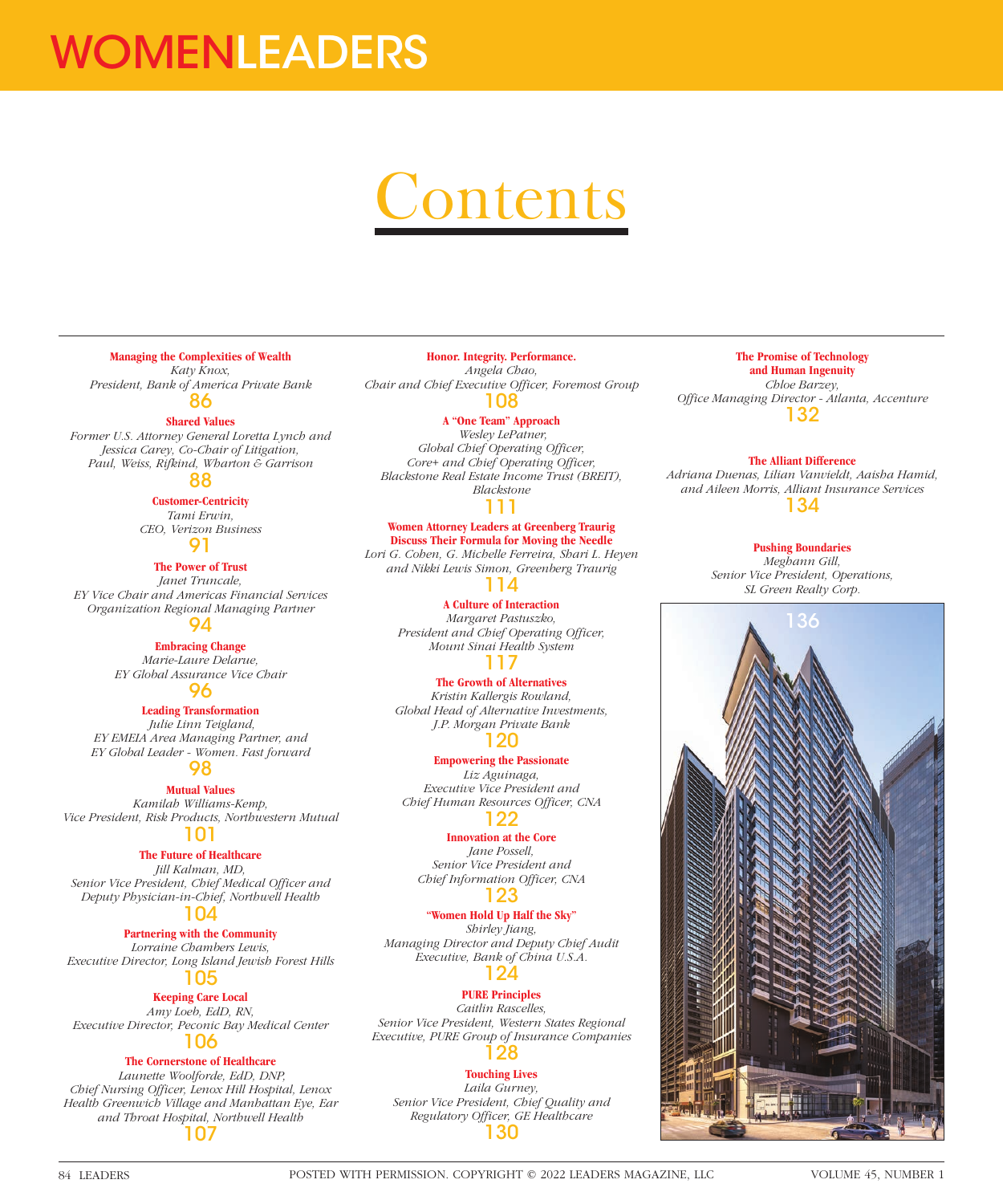# WOMENLEADERS

## Contents

**Managing the Complexities of Wealth**
*Katy Knox,*
*President, Bank of America Private Bank*
86

**Shared Values**
*Former U.S. Attorney General Loretta Lynch and Jessica Carey, Co-Chair of Litigation, Paul, Weiss, Rifkind, Wharton & Garrison*
88

**Customer-Centricity**
*Tami Erwin,*
*CEO, Verizon Business*
91

**The Power of Trust**
*Janet Truncale,*
*EY Vice Chair and Americas Financial Services Organization Regional Managing Partner*
94

**Embracing Change**
*Marie-Laure Delarue,*
*EY Global Assurance Vice Chair*
96

**Leading Transformation**
*Julie Linn Teigland,*
*EY EMEIA Area Managing Partner, and EY Global Leader - Women. Fast forward*
98

**Mutual Values**
*Kamilah Williams-Kemp,*
*Vice President, Risk Products, Northwestern Mutual*
101

**The Future of Healthcare**
*Jill Kalman, MD,*
*Senior Vice President, Chief Medical Officer and Deputy Physician-in-Chief, Northwell Health*
104

**Partnering with the Community**
*Lorraine Chambers Lewis,*
*Executive Director, Long Island Jewish Forest Hills*
105

**Keeping Care Local**
*Amy Loeb, EdD, RN,*
*Executive Director, Peconic Bay Medical Center*
106

**The Cornerstone of Healthcare**
*Launette Woolforde, EdD, DNP,*
*Chief Nursing Officer, Lenox Hill Hospital, Lenox Health Greenwich Village and Manhattan Eye, Ear and Throat Hospital, Northwell Health*
107

**Honor. Integrity. Performance.**
*Angela Chao,*
*Chair and Chief Executive Officer, Foremost Group*
108

**A "One Team" Approach**
*Wesley LePatner,*
*Global Chief Operating Officer, Core+ and Chief Operating Officer, Blackstone Real Estate Income Trust (BREIT), Blackstone*
111

**Women Attorney Leaders at Greenberg Traurig Discuss Their Formula for Moving the Needle**
*Lori G. Cohen, G. Michelle Ferreira, Shari L. Heyen and Nikki Lewis Simon, Greenberg Traurig*
114

**A Culture of Interaction**
*Margaret Pastuszko,*
*President and Chief Operating Officer, Mount Sinai Health System*
117

**The Growth of Alternatives**
*Kristin Kallergis Rowland,*
*Global Head of Alternative Investments, J.P. Morgan Private Bank*
120

**Empowering the Passionate**
*Liz Aguinaga,*
*Executive Vice President and Chief Human Resources Officer, CNA*
122

**Innovation at the Core**
*Jane Possell,*
*Senior Vice President and Chief Information Officer, CNA*
123

**"Women Hold Up Half the Sky"**
*Shirley Jiang,*
*Managing Director and Deputy Chief Audit Executive, Bank of China U.S.A.*
124

**PURE Principles**
*Caitlin Rascelles,*
*Senior Vice President, Western States Regional Executive, PURE Group of Insurance Companies*
128

**Touching Lives**
*Laila Gurney,*
*Senior Vice President, Chief Quality and Regulatory Officer, GE Healthcare*
130

**The Promise of Technology and Human Ingenuity**
*Chloe Barzey,*
*Office Managing Director - Atlanta, Accenture*
132

**The Alliant Difference**
*Adriana Duenas, Lilian Vanvieldt, Aaisha Hamid, and Aileen Morris, Alliant Insurance Services*
134

**Pushing Boundaries**
*Meghann Gill,*
*Senior Vice President, Operations, SL Green Realty Corp.*
136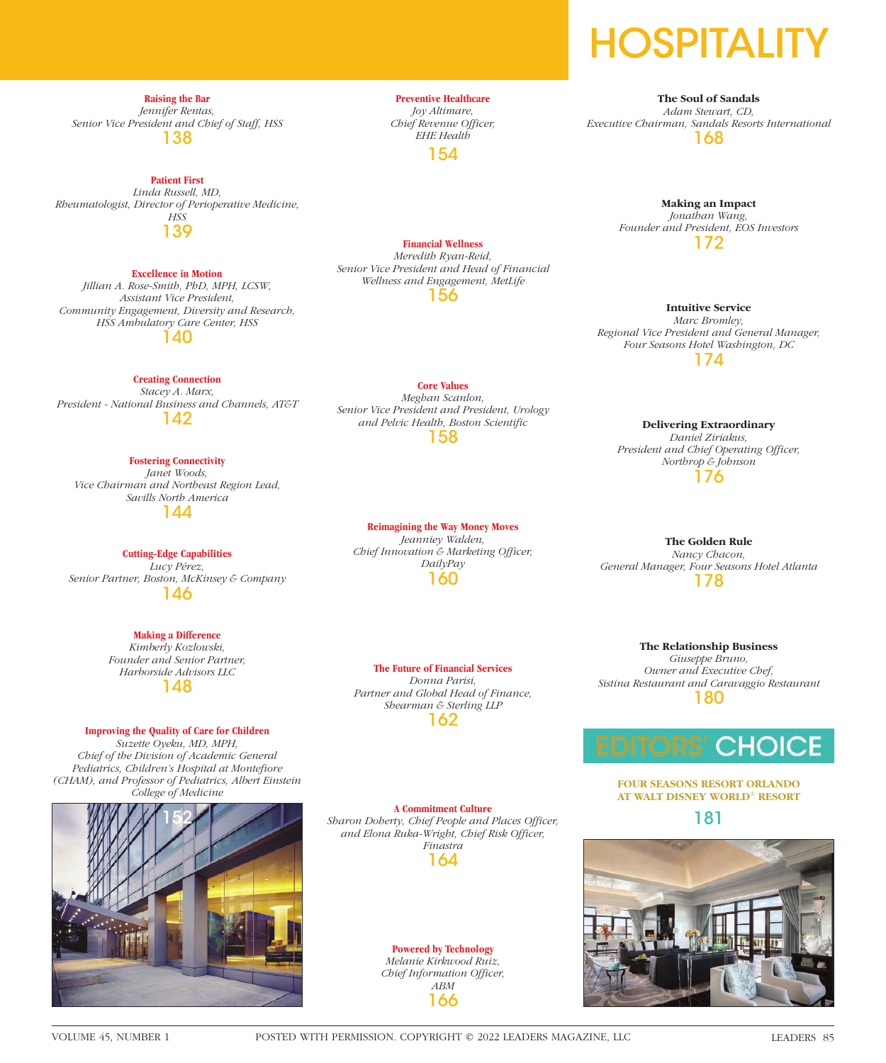# HOSPITALITY

**Raising the Bar**
*Jennifer Rentas,*
*Senior Vice President and Chief of Staff, HSS*
138

**Patient First**
*Linda Russell, MD,*
*Rheumatologist, Director of Perioperative Medicine, HSS*
139

**Excellence in Motion**
*Jillian A. Rose-Smith, PhD, MPH, LCSW,*
*Assistant Vice President,*
*Community Engagement, Diversity and Research, HSS Ambulatory Care Center, HSS*
140

**Creating Connection**
*Stacey A. Marx,*
*President - National Business and Channels, AT&T*
142

**Fostering Connectivity**
*Janet Woods,*
*Vice Chairman and Northeast Region Lead, Savills North America*
144

**Cutting-Edge Capabilities**
*Lucy Pérez,*
*Senior Partner, Boston, McKinsey & Company*
146

**Making a Difference**
*Kimberly Kozlowski,*
*Founder and Senior Partner, Harborside Advisors LLC*
148

**Improving the Quality of Care for Children**
*Suzette Oyeku, MD, MPH,*
*Chief of the Division of Academic General Pediatrics, Children's Hospital at Montefiore (CHAM), and Professor of Pediatrics, Albert Einstein College of Medicine*
152

**Preventive Healthcare**
*Joy Altimare,*
*Chief Revenue Officer, EHE Health*
154

**Financial Wellness**
*Meredith Ryan-Reid,*
*Senior Vice President and Head of Financial Wellness and Engagement, MetLife*
156

**Core Values**
*Meghan Scanlon,*
*Senior Vice President and President, Urology and Pelvic Health, Boston Scientific*
158

**Reimagining the Way Money Moves**
*Jeanniey Walden,*
*Chief Innovation & Marketing Officer, DailyPay*
160

**The Future of Financial Services**
*Donna Parisi,*
*Partner and Global Head of Finance, Shearman & Sterling LLP*
162

**A Commitment Culture**
*Sharon Doherty, Chief People and Places Officer, and Elona Ruka-Wright, Chief Risk Officer, Finastra*
164

**Powered by Technology**
*Melanie Kirkwood Ruiz,*
*Chief Information Officer, ABM*
166

**The Soul of Sandals**
*Adam Stewart, CD,*
*Executive Chairman, Sandals Resorts International*
168

**Making an Impact**
*Jonathan Wang,*
*Founder and President, EOS Investors*
172

**Intuitive Service**
*Marc Bromley,*
*Regional Vice President and General Manager, Four Seasons Hotel Washington, DC*
174

**Delivering Extraordinary**
*Daniel Ziriakus,*
*President and Chief Operating Officer, Northrop & Johnson*
176

**The Golden Rule**
*Nancy Chacon,*
*General Manager, Four Seasons Hotel Atlanta*
178

**The Relationship Business**
*Giuseppe Bruno,*
*Owner and Executive Chef, Sistina Restaurant and Caravaggio Restaurant*
180

## EDITORS' CHOICE

**FOUR SEASONS RESORT ORLANDO AT WALT DISNEY WORLD® RESORT**
181